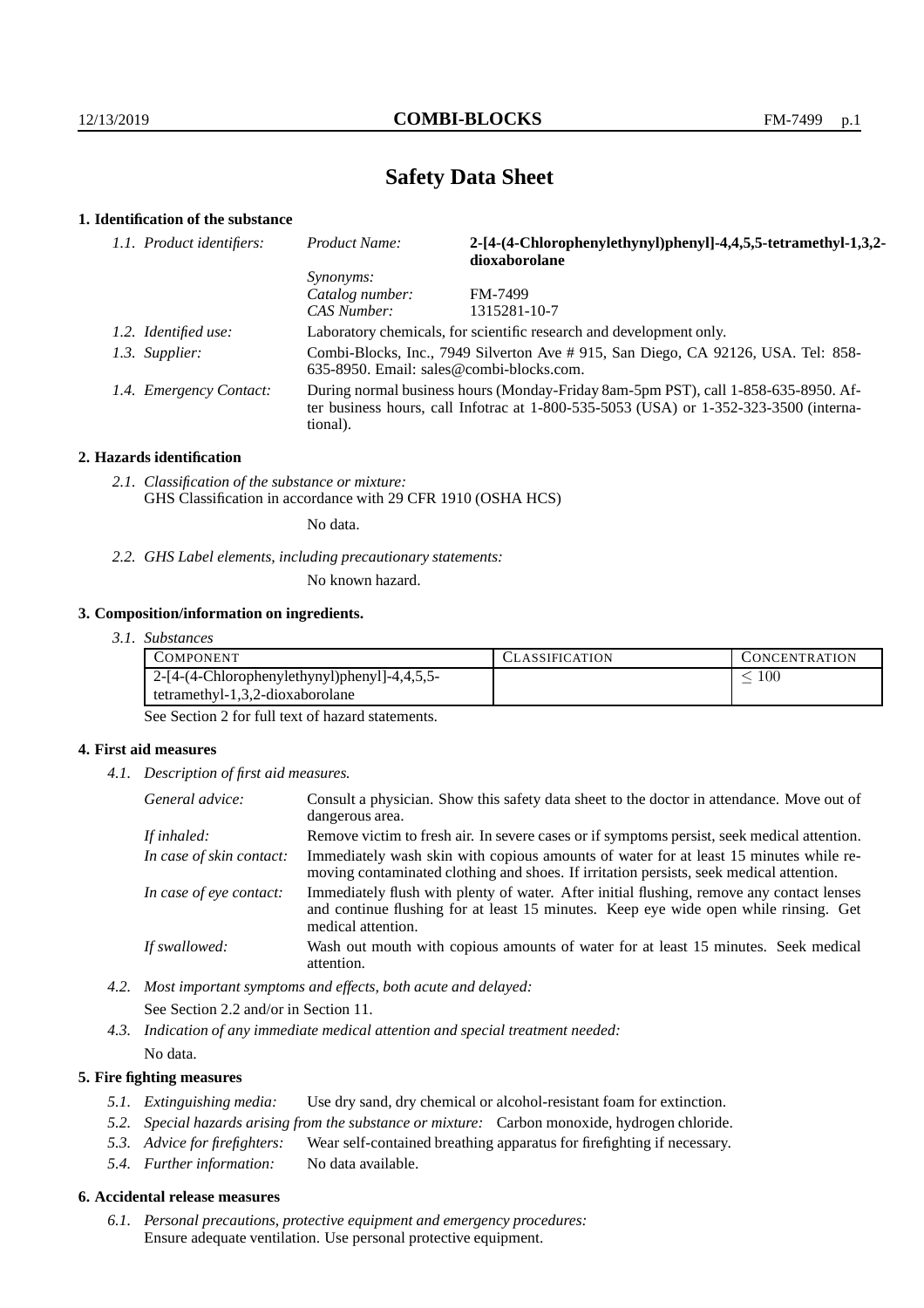# Safety Data Sheet

## 1. Identification of the substance

*1.1. Product identifiers:*

| | |
|---|---|
| *Product Name:* | **2-[4-(4-Chlorophenylethynyl)phenyl]-4,4,5,5-tetramethyl-1,3,2-dioxaborolane** |
| *Synonyms:* | |
| *Catalog number:* | FM-7499 |
| *CAS Number:* | 1315281-10-7 |

*1.2. Identified use:* Laboratory chemicals, for scientific research and development only.

*1.3. Supplier:* Combi-Blocks, Inc., 7949 Silverton Ave # 915, San Diego, CA 92126, USA. Tel: 858-635-8950. Email: sales@combi-blocks.com.

*1.4. Emergency Contact:* During normal business hours (Monday-Friday 8am-5pm PST), call 1-858-635-8950. After business hours, call Infotrac at 1-800-535-5053 (USA) or 1-352-323-3500 (international).

## 2. Hazards identification

*2.1. Classification of the substance or mixture:*
GHS Classification in accordance with 29 CFR 1910 (OSHA HCS)

No data.

*2.2. GHS Label elements, including precautionary statements:*

No known hazard.

## 3. Composition/information on ingredients.

*3.1. Substances*

| COMPONENT | CLASSIFICATION | CONCENTRATION |
|---|---|---|
| 2-[4-(4-Chlorophenylethynyl)phenyl]-4,4,5,5-tetramethyl-1,3,2-dioxaborolane | | $\leq 100$ |

See Section 2 for full text of hazard statements.

## 4. First aid measures

*4.1. Description of first aid measures.*

*General advice:* Consult a physician. Show this safety data sheet to the doctor in attendance. Move out of dangerous area.

*If inhaled:* Remove victim to fresh air. In severe cases or if symptoms persist, seek medical attention.

*In case of skin contact:* Immediately wash skin with copious amounts of water for at least 15 minutes while removing contaminated clothing and shoes. If irritation persists, seek medical attention.

*In case of eye contact:* Immediately flush with plenty of water. After initial flushing, remove any contact lenses and continue flushing for at least 15 minutes. Keep eye wide open while rinsing. Get medical attention.

*If swallowed:* Wash out mouth with copious amounts of water for at least 15 minutes. Seek medical attention.

*4.2. Most important symptoms and effects, both acute and delayed:*

See Section 2.2 and/or in Section 11.

*4.3. Indication of any immediate medical attention and special treatment needed:*

No data.

## 5. Fire fighting measures

*5.1. Extinguishing media:* Use dry sand, dry chemical or alcohol-resistant foam for extinction.

*5.2. Special hazards arising from the substance or mixture:* Carbon monoxide, hydrogen chloride.

*5.3. Advice for firefighters:* Wear self-contained breathing apparatus for firefighting if necessary.

*5.4. Further information:* No data available.

## 6. Accidental release measures

*6.1. Personal precautions, protective equipment and emergency procedures:*
Ensure adequate ventilation. Use personal protective equipment.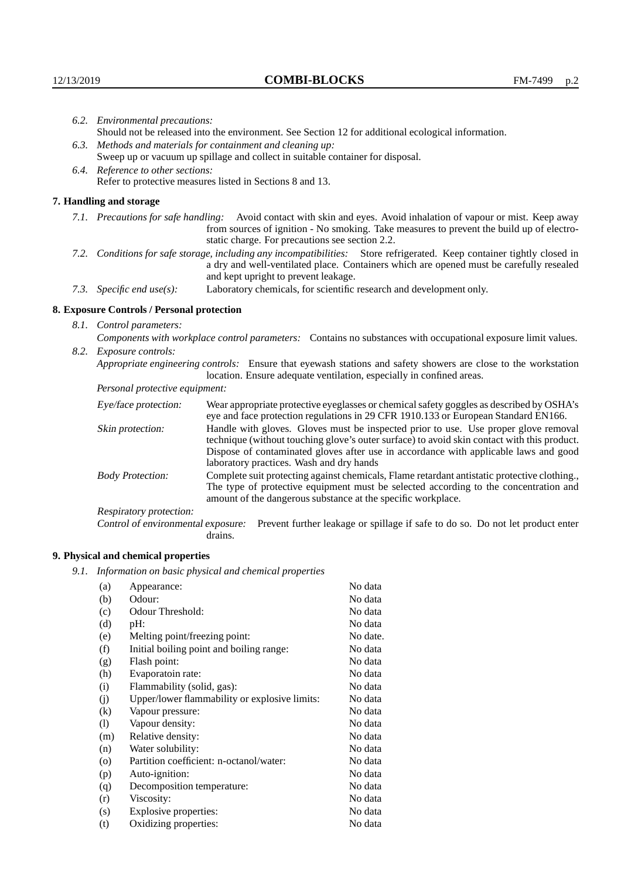6.2. *Environmental precautions:*
Should not be released into the environment. See Section 12 for additional ecological information.

6.3. *Methods and materials for containment and cleaning up:*
Sweep up or vacuum up spillage and collect in suitable container for disposal.

6.4. *Reference to other sections:*
Refer to protective measures listed in Sections 8 and 13.

## 7. Handling and storage

7.1. *Precautions for safe handling:* Avoid contact with skin and eyes. Avoid inhalation of vapour or mist. Keep away from sources of ignition - No smoking. Take measures to prevent the build up of electrostatic charge. For precautions see section 2.2.

7.2. *Conditions for safe storage, including any incompatibilities:* Store refrigerated. Keep container tightly closed in a dry and well-ventilated place. Containers which are opened must be carefully resealed and kept upright to prevent leakage.

7.3. *Specific end use(s):* Laboratory chemicals, for scientific research and development only.

## 8. Exposure Controls / Personal protection

8.1. *Control parameters:*
*Components with workplace control parameters:* Contains no substances with occupational exposure limit values.

8.2. *Exposure controls:*
*Appropriate engineering controls:* Ensure that eyewash stations and safety showers are close to the workstation location. Ensure adequate ventilation, especially in confined areas.

*Personal protective equipment:*

*Eye/face protection:* Wear appropriate protective eyeglasses or chemical safety goggles as described by OSHA's eye and face protection regulations in 29 CFR 1910.133 or European Standard EN166.

*Skin protection:* Handle with gloves. Gloves must be inspected prior to use. Use proper glove removal technique (without touching glove's outer surface) to avoid skin contact with this product. Dispose of contaminated gloves after use in accordance with applicable laws and good laboratory practices. Wash and dry hands

*Body Protection:* Complete suit protecting against chemicals, Flame retardant antistatic protective clothing., The type of protective equipment must be selected according to the concentration and amount of the dangerous substance at the specific workplace.

*Respiratory protection:*

*Control of environmental exposure:* Prevent further leakage or spillage if safe to do so. Do not let product enter drains.

## 9. Physical and chemical properties

9.1. *Information on basic physical and chemical properties*

| | | |
|---|---|---|
| (a) | Appearance: | No data |
| (b) | Odour: | No data |
| (c) | Odour Threshold: | No data |
| (d) | pH: | No data |
| (e) | Melting point/freezing point: | No date. |
| (f) | Initial boiling point and boiling range: | No data |
| (g) | Flash point: | No data |
| (h) | Evaporatoin rate: | No data |
| (i) | Flammability (solid, gas): | No data |
| (j) | Upper/lower flammability or explosive limits: | No data |
| (k) | Vapour pressure: | No data |
| (l) | Vapour density: | No data |
| (m) | Relative density: | No data |
| (n) | Water solubility: | No data |
| (o) | Partition coefficient: n-octanol/water: | No data |
| (p) | Auto-ignition: | No data |
| (q) | Decomposition temperature: | No data |
| (r) | Viscosity: | No data |
| (s) | Explosive properties: | No data |
| (t) | Oxidizing properties: | No data |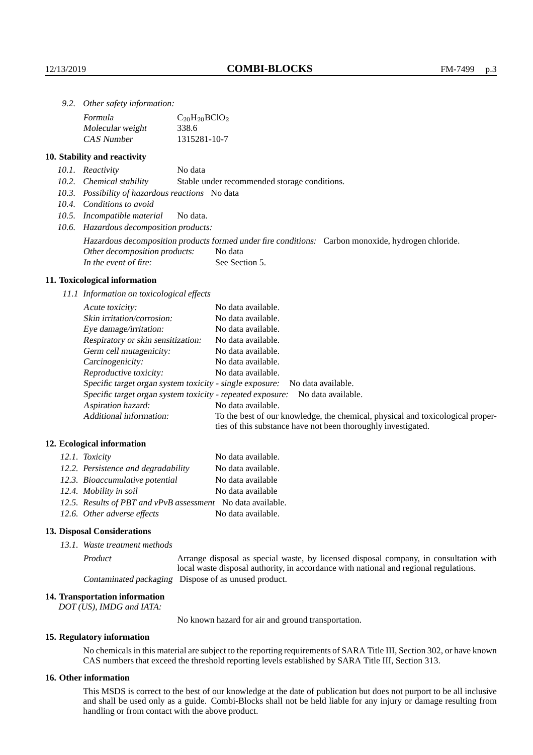*9.2. Other safety information:*

| | |
|---|---|
| *Formula* | $C_{20}H_{20}BClO_2$ |
| *Molecular weight* | 338.6 |
| *CAS Number* | 1315281-10-7 |

## 10. Stability and reactivity

*10.1. Reactivity* No data

*10.2. Chemical stability* Stable under recommended storage conditions.

*10.3. Possibility of hazardous reactions* No data

*10.4. Conditions to avoid*

*10.5. Incompatible material* No data.

*10.6. Hazardous decomposition products:*

*Hazardous decomposition products formed under fire conditions:* Carbon monoxide, hydrogen chloride.

*Other decomposition products:* No data

*In the event of fire:* See Section 5.

## 11. Toxicological information

*11.1 Information on toxicological effects*

| | |
|---|---|
| *Acute toxicity:* | No data available. |
| *Skin irritation/corrosion:* | No data available. |
| *Eye damage/irritation:* | No data available. |
| *Respiratory or skin sensitization:* | No data available. |
| *Germ cell mutagenicity:* | No data available. |
| *Carcinogenicity:* | No data available. |
| *Reproductive toxicity:* | No data available. |
| *Specific target organ system toxicity - single exposure:* | No data available. |
| *Specific target organ system toxicity - repeated exposure:* | No data available. |
| *Aspiration hazard:* | No data available. |
| *Additional information:* | To the best of our knowledge, the chemical, physical and toxicological properties of this substance have not been thoroughly investigated. |

## 12. Ecological information

| | |
|---|---|
| *12.1. Toxicity* | No data available. |
| *12.2. Persistence and degradability* | No data available. |
| *12.3. Bioaccumulative potential* | No data available |
| *12.4. Mobility in soil* | No data available |
| *12.5. Results of PBT and vPvB assessment* | No data available. |
| *12.6. Other adverse effects* | No data available. |

## 13. Disposal Considerations

*13.1. Waste treatment methods*

*Product* Arrange disposal as special waste, by licensed disposal company, in consultation with local waste disposal authority, in accordance with national and regional regulations.

*Contaminated packaging* Dispose of as unused product.

## 14. Transportation information

*DOT (US), IMDG and IATA:*

No known hazard for air and ground transportation.

## 15. Regulatory information

No chemicals in this material are subject to the reporting requirements of SARA Title III, Section 302, or have known CAS numbers that exceed the threshold reporting levels established by SARA Title III, Section 313.

## 16. Other information

This MSDS is correct to the best of our knowledge at the date of publication but does not purport to be all inclusive and shall be used only as a guide. Combi-Blocks shall not be held liable for any injury or damage resulting from handling or from contact with the above product.